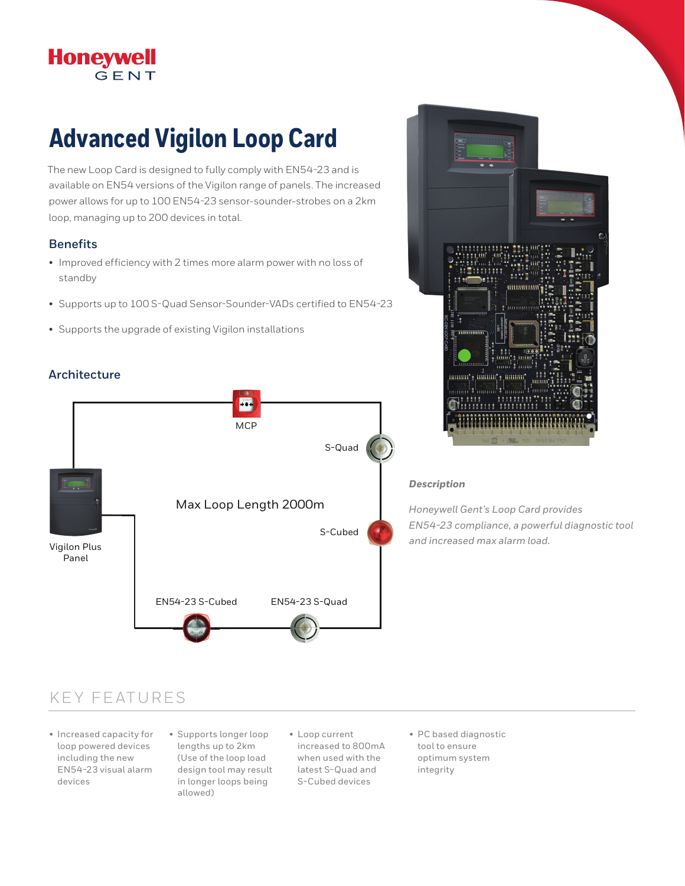Honeywell
GENT

# Advanced Vigilon Loop Card

The new Loop Card is designed to fully comply with EN54-23 and is available on EN54 versions of the Vigilon range of panels. The increased power allows for up to 100 EN54-23 sensor-sounder-strobes on a 2km loop, managing up to 200 devices in total.

## Benefits

- Improved efficiency with 2 times more alarm power with no loss of standby
- Supports up to 100 S-Quad Sensor-Sounder-VADs certified to EN54-23
- Supports the upgrade of existing Vigilon installations

## Architecture

MCP

S-Quad

Max Loop Length 2000m

S-Cubed

Vigilon Plus Panel

EN54-23 S-Cubed

EN54-23 S-Quad

***Description***

*Honeywell Gent's Loop Card provides EN54-23 compliance, a powerful diagnostic tool and increased max alarm load.*

## KEY FEATURES

- Increased capacity for loop powered devices including the new EN54-23 visual alarm devices
- Supports longer loop lengths up to 2km (Use of the loop load design tool may result in longer loops being allowed)
- Loop current increased to 800mA when used with the latest S-Quad and S-Cubed devices
- PC based diagnostic tool to ensure optimum system integrity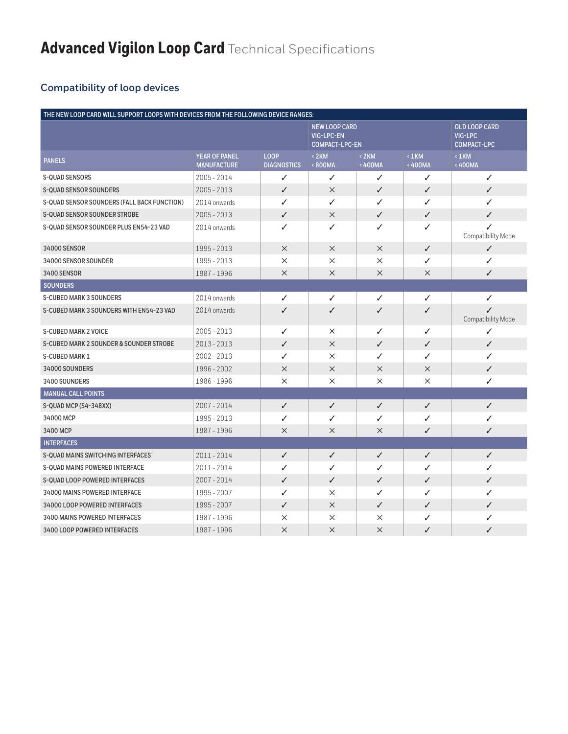# Advanced Vigilon Loop Card Technical Specifications

## Compatibility of loop devices

| THE NEW LOOP CARD WILL SUPPORT LOOPS WITH DEVICES FROM THE FOLLOWING DEVICE RANGES: | | | | | | |
|---|---|---|---|---|---|---|
| | | | NEW LOOP CARD VIG-LPC-EN COMPACT-LPC-EN | | | OLD LOOP CARD VIG-LPC COMPACT-LPC |
| PANELS | YEAR OF PANEL MANUFACTURE | LOOP DIAGNOSTICS | < 2KM < 800MA | < 2KM < 400MA | < 1KM < 400MA | < 1KM < 400MA |
| S-QUAD SENSORS | 2005 - 2014 | ✓ | ✓ | ✓ | ✓ | ✓ |
| S-QUAD SENSOR SOUNDERS | 2005 - 2013 | ✓ | × | ✓ | ✓ | ✓ |
| S-QUAD SENSOR SOUNDERS (FALL BACK FUNCTION) | 2014 onwards | ✓ | ✓ | ✓ | ✓ | ✓ |
| S-QUAD SENSOR SOUNDER STROBE | 2005 - 2013 | ✓ | × | ✓ | ✓ | ✓ |
| S-QUAD SENSOR SOUNDER PLUS EN54-23 VAD | 2014 onwards | ✓ | ✓ | ✓ | ✓ | ✓ Compatibility Mode |
| 34000 SENSOR | 1995 - 2013 | × | × | × | ✓ | ✓ |
| 34000 SENSOR SOUNDER | 1995 - 2013 | × | × | × | ✓ | ✓ |
| 3400 SENSOR | 1987 - 1996 | × | × | × | × | ✓ |
| SOUNDERS | | | | | | |
| S-CUBED MARK 3 SOUNDERS | 2014 onwards | ✓ | ✓ | ✓ | ✓ | ✓ |
| S-CUBED MARK 3 SOUNDERS WITH EN54-23 VAD | 2014 onwards | ✓ | ✓ | ✓ | ✓ | ✓ Compatibility Mode |
| S-CUBED MARK 2 VOICE | 2005 - 2013 | ✓ | × | ✓ | ✓ | ✓ |
| S-CUBED MARK 2 SOUNDER & SOUNDER STROBE | 2013 - 2013 | ✓ | × | ✓ | ✓ | ✓ |
| S-CUBED MARK 1 | 2002 - 2013 | ✓ | × | ✓ | ✓ | ✓ |
| 34000 SOUNDERS | 1996 - 2002 | × | × | × | × | ✓ |
| 3400 SOUNDERS | 1986 - 1996 | × | × | × | × | ✓ |
| MANUAL CALL POINTS | | | | | | |
| S-QUAD MCP (S4-348XX) | 2007 - 2014 | ✓ | ✓ | ✓ | ✓ | ✓ |
| 34000 MCP | 1995 - 2013 | ✓ | ✓ | ✓ | ✓ | ✓ |
| 3400 MCP | 1987 - 1996 | × | × | × | ✓ | ✓ |
| INTERFACES | | | | | | |
| S-QUAD MAINS SWITCHING INTERFACES | 2011 - 2014 | ✓ | ✓ | ✓ | ✓ | ✓ |
| S-QUAD MAINS POWERED INTERFACE | 2011 - 2014 | ✓ | ✓ | ✓ | ✓ | ✓ |
| S-QUAD LOOP POWERED INTERFACES | 2007 - 2014 | ✓ | ✓ | ✓ | ✓ | ✓ |
| 34000 MAINS POWERED INTERFACE | 1995 - 2007 | ✓ | × | ✓ | ✓ | ✓ |
| 34000 LOOP POWERED INTERFACES | 1995 - 2007 | ✓ | × | ✓ | ✓ | ✓ |
| 3400 MAINS POWERED INTERFACES | 1987 - 1996 | × | × | × | ✓ | ✓ |
| 3400 LOOP POWERED INTERFACES | 1987 - 1996 | × | × | × | ✓ | ✓ |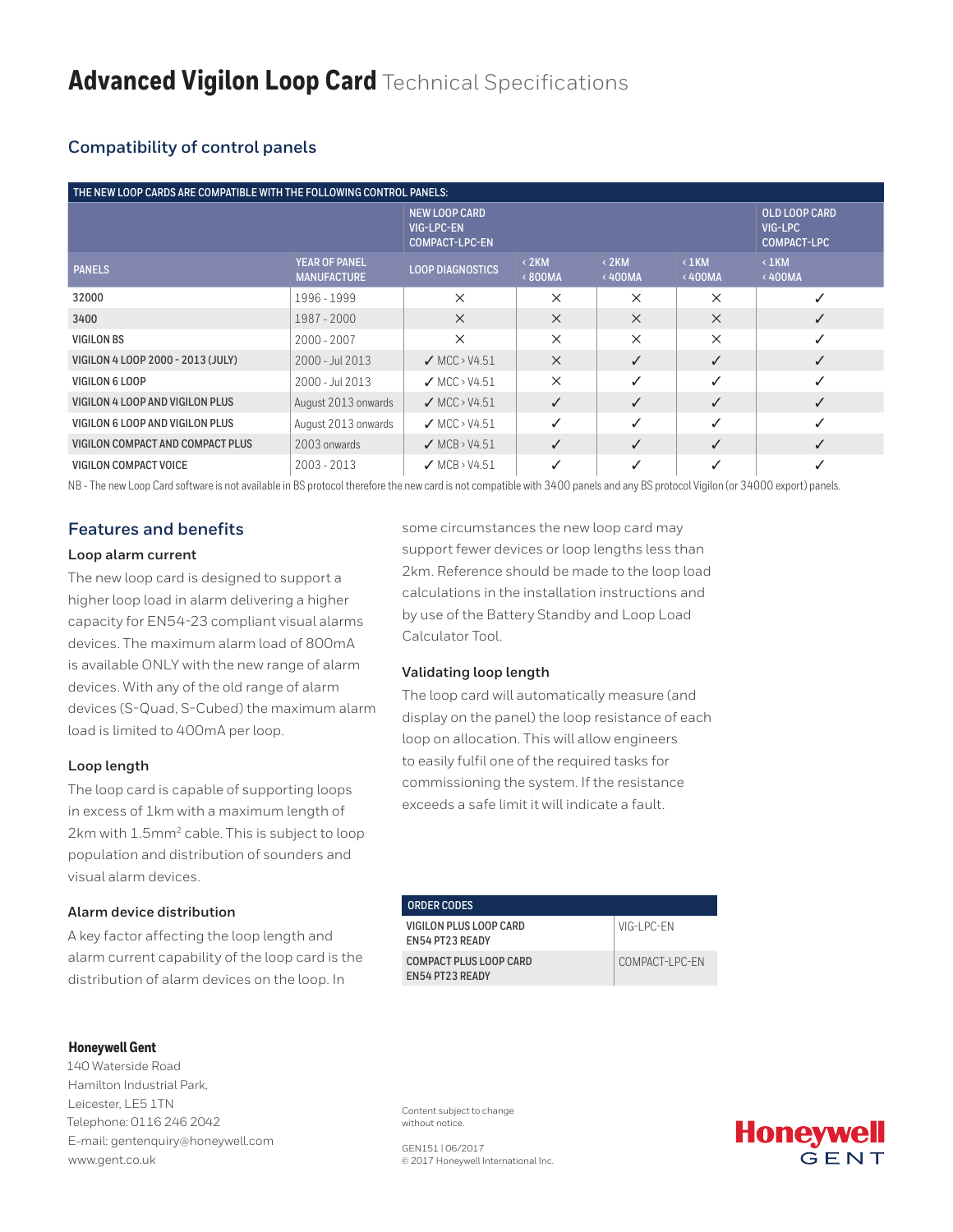# **Advanced Vigilon Loop Card** Technical Specifications

## Compatibility of control panels

| THE NEW LOOP CARDS ARE COMPATIBLE WITH THE FOLLOWING CONTROL PANELS: | | | | | | |
|---|---|---|---|---|---|---|
| | | NEW LOOP CARD VIG-LPC-EN COMPACT-LPC-EN | | | | OLD LOOP CARD VIG-LPC COMPACT-LPC |
| PANELS | YEAR OF PANEL MANUFACTURE | LOOP DIAGNOSTICS | ‹ 2KM ‹ 800MA | ‹ 2KM ‹ 400MA | ‹ 1KM ‹ 400MA | ‹ 1KM ‹ 400MA |
| 32000 | 1996 - 1999 | × | × | × | × | ✓ |
| 3400 | 1987 - 2000 | × | × | × | × | ✓ |
| VIGILON BS | 2000 - 2007 | × | × | × | × | ✓ |
| VIGILON 4 LOOP 2000 - 2013 (JULY) | 2000 - Jul 2013 | ✓ MCC > V4.51 | × | ✓ | ✓ | ✓ |
| VIGILON 6 LOOP | 2000 - Jul 2013 | ✓ MCC > V4.51 | × | ✓ | ✓ | ✓ |
| VIGILON 4 LOOP AND VIGILON PLUS | August 2013 onwards | ✓ MCC > V4.51 | ✓ | ✓ | ✓ | ✓ |
| VIGILON 6 LOOP AND VIGILON PLUS | August 2013 onwards | ✓ MCC > V4.51 | ✓ | ✓ | ✓ | ✓ |
| VIGILON COMPACT AND COMPACT PLUS | 2003 onwards | ✓ MCB > V4.51 | ✓ | ✓ | ✓ | ✓ |
| VIGILON COMPACT VOICE | 2003 - 2013 | ✓ MCB > V4.51 | ✓ | ✓ | ✓ | ✓ |

NB - The new Loop Card software is not available in BS protocol therefore the new card is not compatible with 3400 panels and any BS protocol Vigilon (or 34000 export) panels.

## Features and benefits

### Loop alarm current

The new loop card is designed to support a higher loop load in alarm delivering a higher capacity for EN54-23 compliant visual alarms devices. The maximum alarm load of 800mA is available ONLY with the new range of alarm devices. With any of the old range of alarm devices (S-Quad, S-Cubed) the maximum alarm load is limited to 400mA per loop.

### Loop length

The loop card is capable of supporting loops in excess of 1km with a maximum length of 2km with 1.5mm² cable. This is subject to loop population and distribution of sounders and visual alarm devices.

### Alarm device distribution

A key factor affecting the loop length and alarm current capability of the loop card is the distribution of alarm devices on the loop. In some circumstances the new loop card may support fewer devices or loop lengths less than 2km. Reference should be made to the loop load calculations in the installation instructions and by use of the Battery Standby and Loop Load Calculator Tool.

### Validating loop length

The loop card will automatically measure (and display on the panel) the loop resistance of each loop on allocation. This will allow engineers to easily fulfil one of the required tasks for commissioning the system. If the resistance exceeds a safe limit it will indicate a fault.

| ORDER CODES | |
|---|---|
| VIGILON PLUS LOOP CARD EN54 PT23 READY | VIG-LPC-EN |
| COMPACT PLUS LOOP CARD EN54 PT23 READY | COMPACT-LPC-EN |

**Honeywell Gent**
140 Waterside Road
Hamilton Industrial Park,
Leicester, LE5 1TN
Telephone: 0116 246 2042
E-mail: gentenquiry@honeywell.com
www.gent.co.uk

Content subject to change without notice.

GEN151 | 06/2017
© 2017 Honeywell International Inc.

Honeywell GENT